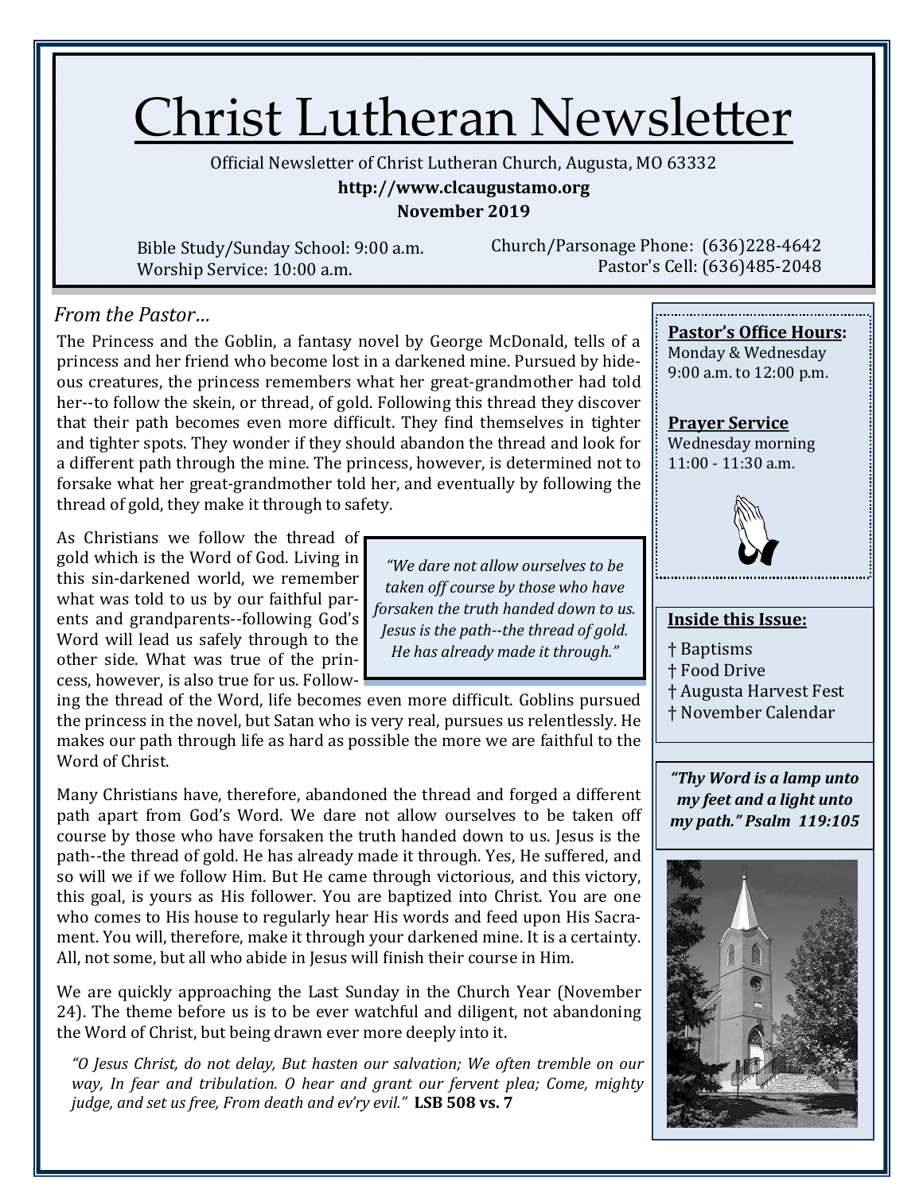# Christ Lutheran Newsletter

Official Newsletter of Christ Lutheran Church, Augusta, MO 63332

**http://www.clcaugustamo.org**

**November 2019**

Bible Study/Sunday School: 9:00 a.m.
Worship Service: 10:00 a.m.

Church/Parsonage Phone: (636)228-4642
Pastor's Cell: (636)485-2048

## *From the Pastor…*

The Princess and the Goblin, a fantasy novel by George McDonald, tells of a princess and her friend who become lost in a darkened mine. Pursued by hideous creatures, the princess remembers what her great-grandmother had told her--to follow the skein, or thread, of gold. Following this thread they discover that their path becomes even more difficult. They find themselves in tighter and tighter spots. They wonder if they should abandon the thread and look for a different path through the mine. The princess, however, is determined not to forsake what her great-grandmother told her, and eventually by following the thread of gold, they make it through to safety.

As Christians we follow the thread of gold which is the Word of God. Living in this sin-darkened world, we remember what was told to us by our faithful parents and grandparents--following God's Word will lead us safely through to the other side. What was true of the princess, however, is also true for us. Following the thread of the Word, life becomes even more difficult. Goblins pursued the princess in the novel, but Satan who is very real, pursues us relentlessly. He makes our path through life as hard as possible the more we are faithful to the Word of Christ.

> *"We dare not allow ourselves to be taken off course by those who have forsaken the truth handed down to us. Jesus is the path--the thread of gold. He has already made it through."*

Many Christians have, therefore, abandoned the thread and forged a different path apart from God's Word. We dare not allow ourselves to be taken off course by those who have forsaken the truth handed down to us. Jesus is the path--the thread of gold. He has already made it through. Yes, He suffered, and so will we if we follow Him. But He came through victorious, and this victory, this goal, is yours as His follower. You are baptized into Christ. You are one who comes to His house to regularly hear His words and feed upon His Sacrament. You will, therefore, make it through your darkened mine. It is a certainty. All, not some, but all who abide in Jesus will finish their course in Him.

We are quickly approaching the Last Sunday in the Church Year (November 24). The theme before us is to be ever watchful and diligent, not abandoning the Word of Christ, but being drawn ever more deeply into it.

*"O Jesus Christ, do not delay, But hasten our salvation; We often tremble on our way, In fear and tribulation. O hear and grant our fervent plea; Come, mighty judge, and set us free, From death and ev'ry evil."* **LSB 508 vs. 7**

**Pastor's Office Hours:**
Monday & Wednesday
9:00 a.m. to 12:00 p.m.

**Prayer Service**
Wednesday morning
11:00 - 11:30 a.m.

**Inside this Issue:**

- † Baptisms
- † Food Drive
- † Augusta Harvest Fest
- † November Calendar

***"Thy Word is a lamp unto my feet and a light unto my path." Psalm 119:105***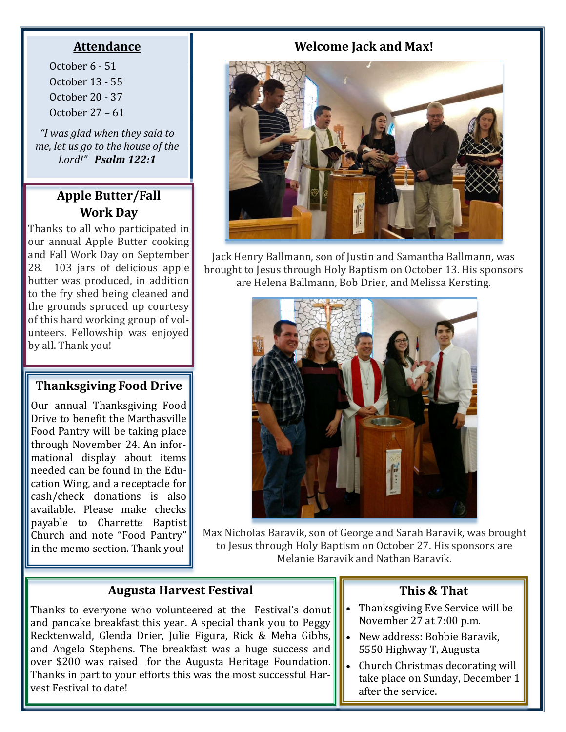## Attendance

October 6 - 51
October 13 - 55
October 20 - 37
October 27 – 61

*"I was glad when they said to me, let us go to the house of the Lord!"* ***Psalm 122:1***

## Apple Butter/Fall Work Day

Thanks to all who participated in our annual Apple Butter cooking and Fall Work Day on September 28. 103 jars of delicious apple butter was produced, in addition to the fry shed being cleaned and the grounds spruced up courtesy of this hard working group of volunteers. Fellowship was enjoyed by all. Thank you!

## Thanksgiving Food Drive

Our annual Thanksgiving Food Drive to benefit the Marthasville Food Pantry will be taking place through November 24. An informational display about items needed can be found in the Education Wing, and a receptacle for cash/check donations is also available. Please make checks payable to Charrette Baptist Church and note "Food Pantry" in the memo section. Thank you!

## Welcome Jack and Max!

Jack Henry Ballmann, son of Justin and Samantha Ballmann, was brought to Jesus through Holy Baptism on October 13. His sponsors are Helena Ballmann, Bob Drier, and Melissa Kersting.

Max Nicholas Baravik, son of George and Sarah Baravik, was brought to Jesus through Holy Baptism on October 27. His sponsors are Melanie Baravik and Nathan Baravik.

## Augusta Harvest Festival

Thanks to everyone who volunteered at the Festival's donut and pancake breakfast this year. A special thank you to Peggy Recktenwald, Glenda Drier, Julie Figura, Rick & Meha Gibbs, and Angela Stephens. The breakfast was a huge success and over $200 was raised for the Augusta Heritage Foundation. Thanks in part to your efforts this was the most successful Harvest Festival to date!

## This & That

- Thanksgiving Eve Service will be November 27 at 7:00 p.m.
- New address: Bobbie Baravik, 5550 Highway T, Augusta
- Church Christmas decorating will take place on Sunday, December 1 after the service.